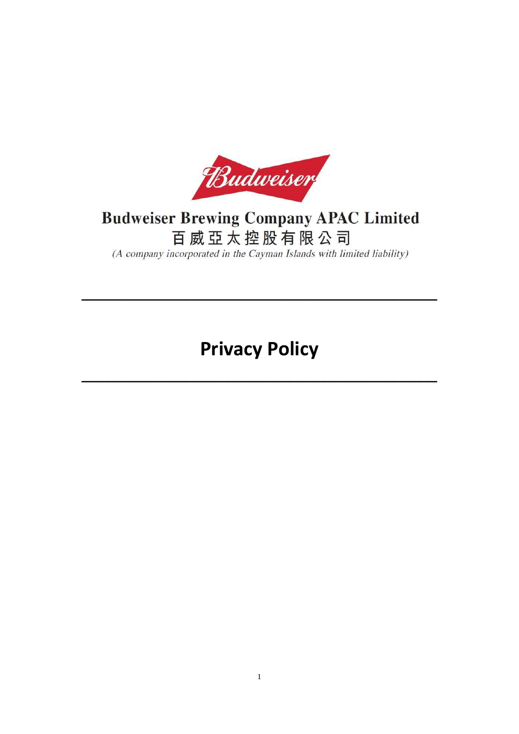**Budweiser Brewing Company APAC Limited**

**百威亞太控股有限公司**

*(A company incorporated in the Cayman Islands with limited liability)*

---

# Privacy Policy

---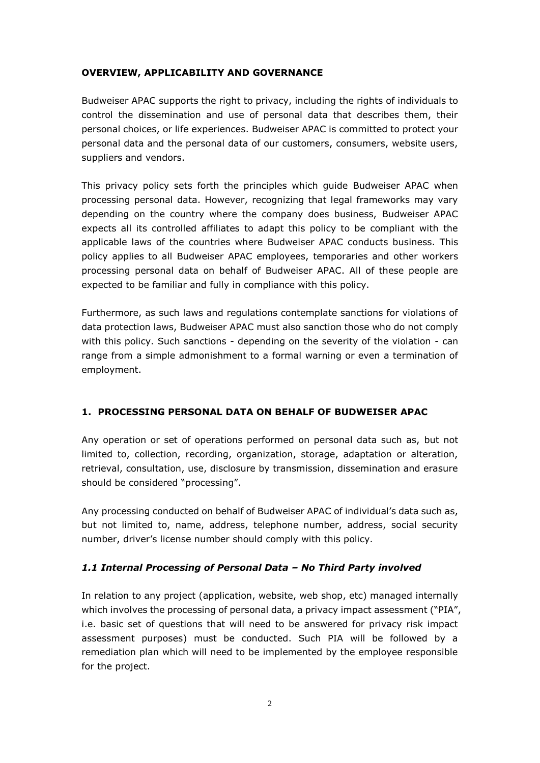## OVERVIEW, APPLICABILITY AND GOVERNANCE

Budweiser APAC supports the right to privacy, including the rights of individuals to control the dissemination and use of personal data that describes them, their personal choices, or life experiences. Budweiser APAC is committed to protect your personal data and the personal data of our customers, consumers, website users, suppliers and vendors.

This privacy policy sets forth the principles which guide Budweiser APAC when processing personal data. However, recognizing that legal frameworks may vary depending on the country where the company does business, Budweiser APAC expects all its controlled affiliates to adapt this policy to be compliant with the applicable laws of the countries where Budweiser APAC conducts business. This policy applies to all Budweiser APAC employees, temporaries and other workers processing personal data on behalf of Budweiser APAC. All of these people are expected to be familiar and fully in compliance with this policy.

Furthermore, as such laws and regulations contemplate sanctions for violations of data protection laws, Budweiser APAC must also sanction those who do not comply with this policy. Such sanctions - depending on the severity of the violation - can range from a simple admonishment to a formal warning or even a termination of employment.

## 1. PROCESSING PERSONAL DATA ON BEHALF OF BUDWEISER APAC

Any operation or set of operations performed on personal data such as, but not limited to, collection, recording, organization, storage, adaptation or alteration, retrieval, consultation, use, disclosure by transmission, dissemination and erasure should be considered "processing".

Any processing conducted on behalf of Budweiser APAC of individual's data such as, but not limited to, name, address, telephone number, address, social security number, driver's license number should comply with this policy.

### *1.1 Internal Processing of Personal Data – No Third Party involved*

In relation to any project (application, website, web shop, etc) managed internally which involves the processing of personal data, a privacy impact assessment ("PIA", i.e. basic set of questions that will need to be answered for privacy risk impact assessment purposes) must be conducted. Such PIA will be followed by a remediation plan which will need to be implemented by the employee responsible for the project.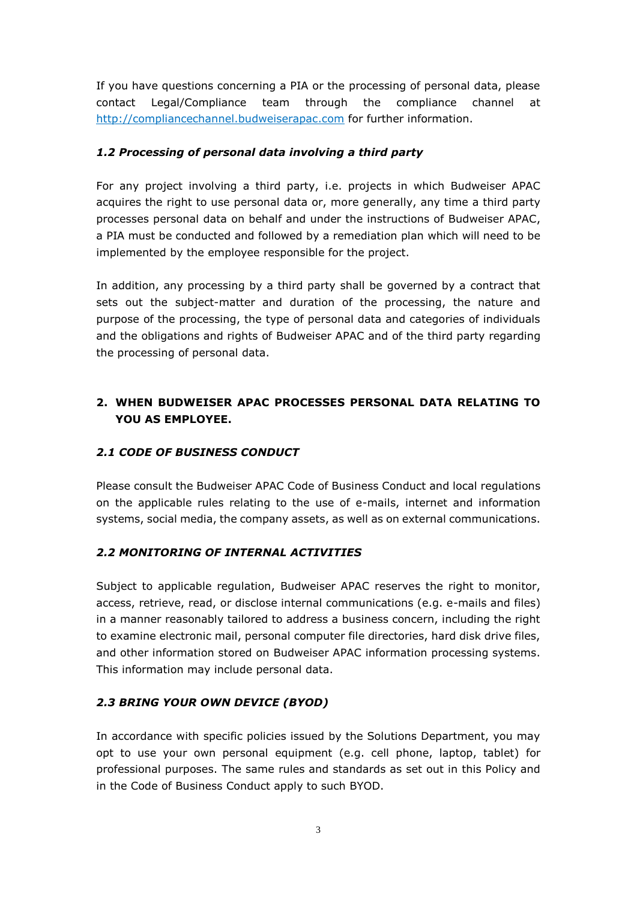If you have questions concerning a PIA or the processing of personal data, please contact Legal/Compliance team through the compliance channel at http://compliancechannel.budweiserapac.com for further information.

### *1.2 Processing of personal data involving a third party*

For any project involving a third party, i.e. projects in which Budweiser APAC acquires the right to use personal data or, more generally, any time a third party processes personal data on behalf and under the instructions of Budweiser APAC, a PIA must be conducted and followed by a remediation plan which will need to be implemented by the employee responsible for the project.

In addition, any processing by a third party shall be governed by a contract that sets out the subject-matter and duration of the processing, the nature and purpose of the processing, the type of personal data and categories of individuals and the obligations and rights of Budweiser APAC and of the third party regarding the processing of personal data.

## 2. WHEN BUDWEISER APAC PROCESSES PERSONAL DATA RELATING TO YOU AS EMPLOYEE.

### *2.1 CODE OF BUSINESS CONDUCT*

Please consult the Budweiser APAC Code of Business Conduct and local regulations on the applicable rules relating to the use of e-mails, internet and information systems, social media, the company assets, as well as on external communications.

### *2.2 MONITORING OF INTERNAL ACTIVITIES*

Subject to applicable regulation, Budweiser APAC reserves the right to monitor, access, retrieve, read, or disclose internal communications (e.g. e-mails and files) in a manner reasonably tailored to address a business concern, including the right to examine electronic mail, personal computer file directories, hard disk drive files, and other information stored on Budweiser APAC information processing systems. This information may include personal data.

### *2.3 BRING YOUR OWN DEVICE (BYOD)*

In accordance with specific policies issued by the Solutions Department, you may opt to use your own personal equipment (e.g. cell phone, laptop, tablet) for professional purposes. The same rules and standards as set out in this Policy and in the Code of Business Conduct apply to such BYOD.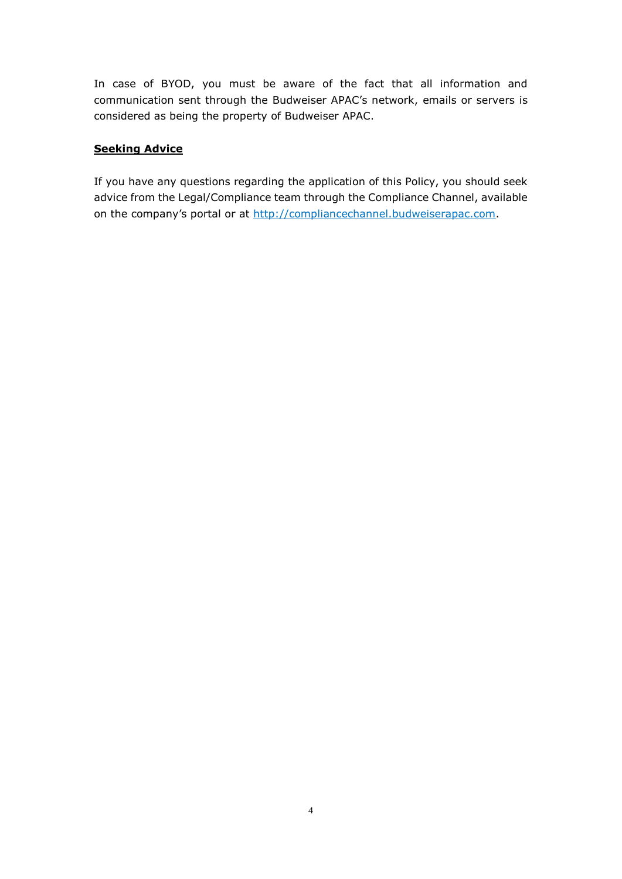In case of BYOD, you must be aware of the fact that all information and communication sent through the Budweiser APAC's network, emails or servers is considered as being the property of Budweiser APAC.

**Seeking Advice**

If you have any questions regarding the application of this Policy, you should seek advice from the Legal/Compliance team through the Compliance Channel, available on the company's portal or at http://compliancechannel.budweiserapac.com.